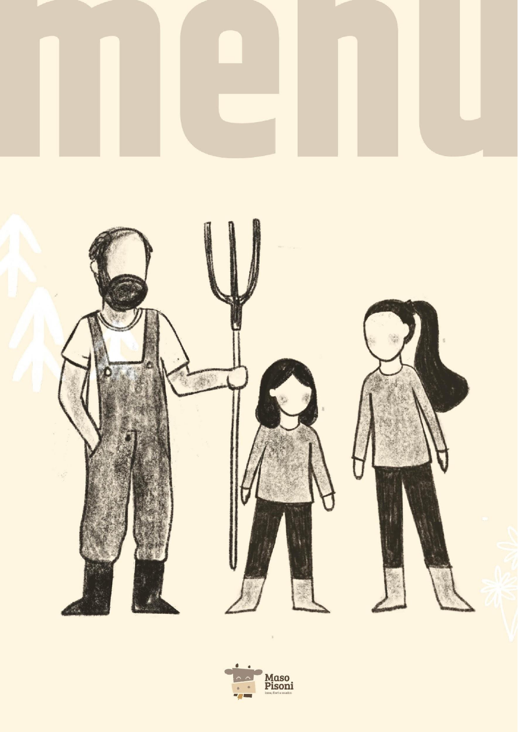# menu

Maso Pisoni

latte, fiori e musica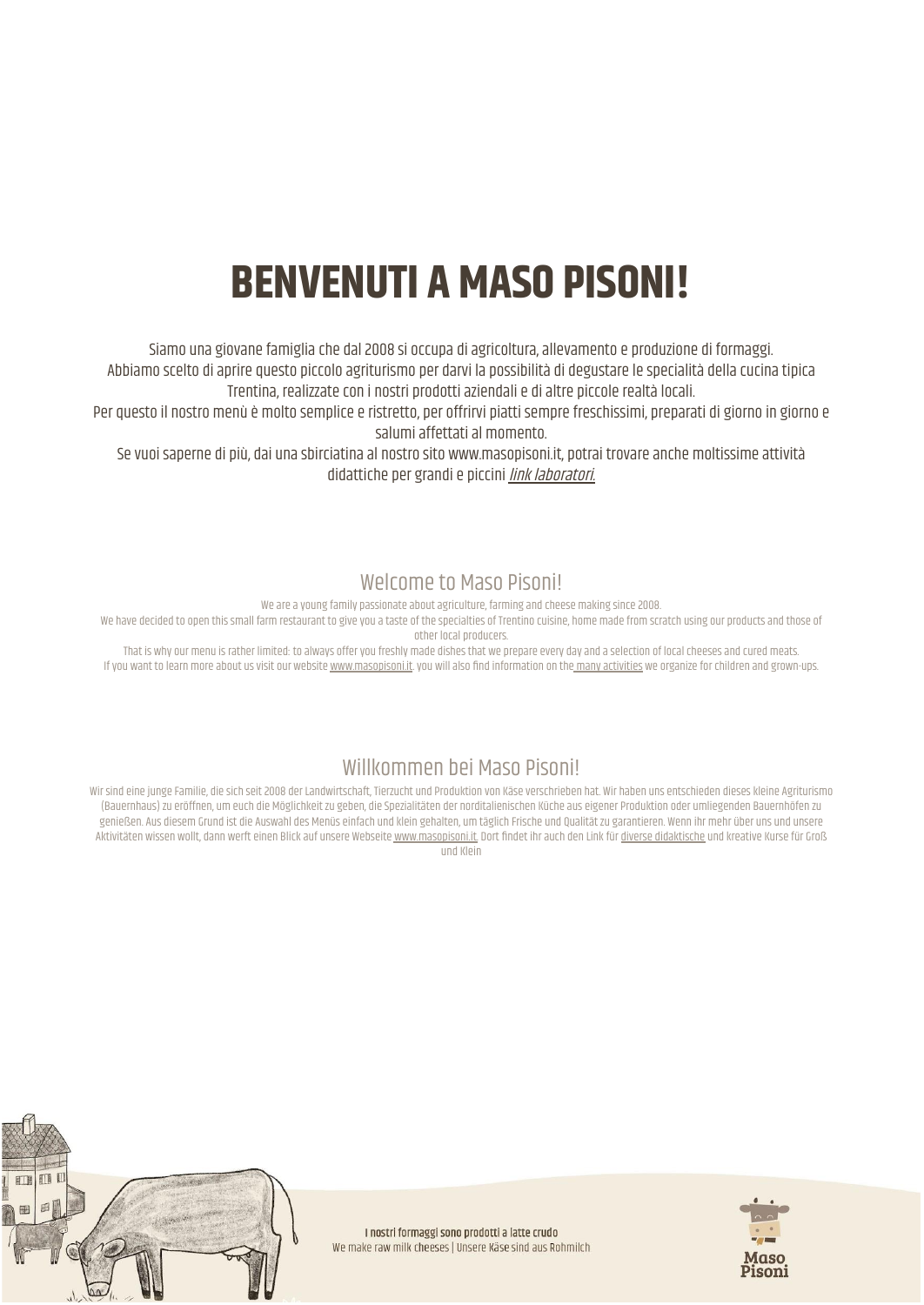# BENVENUTI A MASO PISONI!

Siamo una giovane famiglia che dal 2008 si occupa di agricoltura, allevamento e produzione di formaggi.
Abbiamo scelto di aprire questo piccolo agriturismo per darvi la possibilità di degustare le specialità della cucina tipica Trentina, realizzate con i nostri prodotti aziendali e di altre piccole realtà locali.
Per questo il nostro menù è molto semplice e ristretto, per offrirvi piatti sempre freschissimi, preparati di giorno in giorno e salumi affettati al momento.
Se vuoi saperne di più, dai una sbirciatina al nostro sito www.masopisoni.it, potrai trovare anche moltissime attività didattiche per grandi e piccini *link laboratori.*

## Welcome to Maso Pisoni!

We are a young family passionate about agriculture, farming and cheese making since 2008.
We have decided to open this small farm restaurant to give you a taste of the specialties of Trentino cuisine, home made from scratch using our products and those of other local producers.
That is why our menu is rather limited: to always offer you freshly made dishes that we prepare every day and a selection of local cheeses and cured meats.
If you want to learn more about us visit our website www.masopisoni.it, you will also find information on the many activities we organize for children and grown-ups.

## Willkommen bei Maso Pisoni!

Wir sind eine junge Familie, die sich seit 2008 der Landwirtschaft, Tierzucht und Produktion von Käse verschrieben hat. Wir haben uns entschieden dieses kleine Agriturismo (Bauernhaus) zu eröffnen, um euch die Möglichkeit zu geben, die Spezialitäten der norditalienischen Küche aus eigener Produktion oder umliegenden Bauernhöfen zu genießen. Aus diesem Grund ist die Auswahl des Menüs einfach und klein gehalten, um täglich Frische und Qualität zu garantieren. Wenn ihr mehr über uns und unsere Aktivitäten wissen wollt, dann werft einen Blick auf unsere Webseite www.masopisoni.it. Dort findet ihr auch den Link für diverse didaktische und kreative Kurse für Groß und Klein

**I nostri formaggi sono prodotti a latte crudo**
We make raw milk cheeses | Unsere Käse sind aus Rohmilch

Maso Pisoni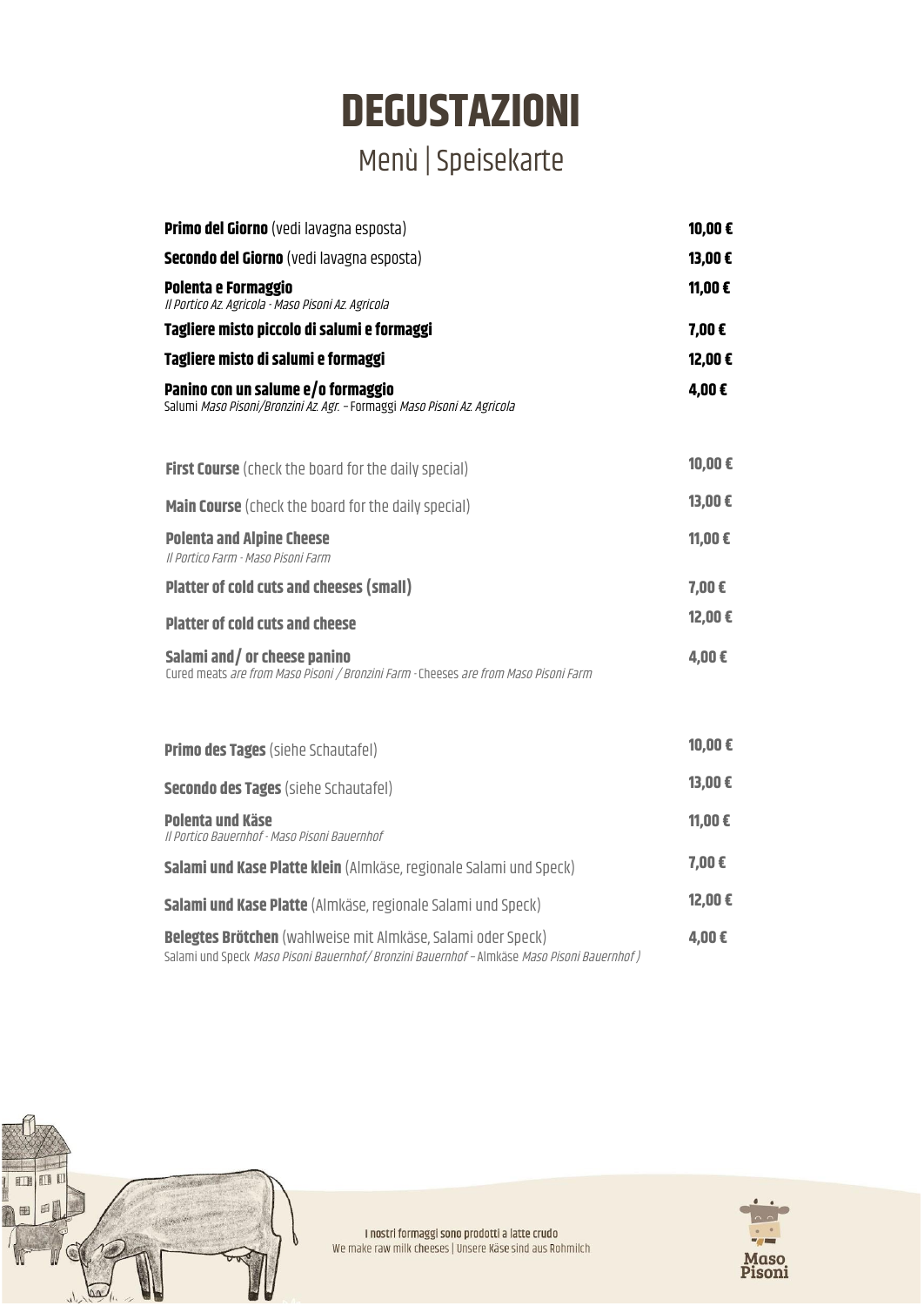# DEGUSTAZIONI

## Menù | Speisekarte

| | |
|---|---|
| **Primo del Giorno** (vedi lavagna esposta) | 10,00 € |
| **Secondo del Giorno** (vedi lavagna esposta) | 13,00 € |
| **Polenta e Formaggio**<br>*Il Portico Az. Agricola - Maso Pisoni Az. Agricola* | 11,00 € |
| **Tagliere misto piccolo di salumi e formaggi** | 7,00 € |
| **Tagliere misto di salumi e formaggi** | 12,00 € |
| **Panino con un salume e/o formaggio**<br>Salumi *Maso Pisoni/Bronzini Az. Agr.* – Formaggi *Maso Pisoni Az. Agricola* | 4,00 € |

| | |
|---|---|
| **First Course** (check the board for the daily special) | 10,00 € |
| **Main Course** (check the board for the daily special) | 13,00 € |
| **Polenta and Alpine Cheese**<br>*Il Portico Farm - Maso Pisoni Farm* | 11,00 € |
| **Platter of cold cuts and cheeses (small)** | 7,00 € |
| **Platter of cold cuts and cheese** | 12,00 € |
| **Salami and/ or cheese panino**<br>Cured meats *are from Maso Pisoni / Bronzini Farm* - Cheeses *are from Maso Pisoni Farm* | 4,00 € |

| | |
|---|---|
| **Primo des Tages** (siehe Schautafel) | 10,00 € |
| **Secondo des Tages** (siehe Schautafel) | 13,00 € |
| **Polenta und Käse**<br>*Il Portico Bauernhof - Maso Pisoni Bauernhof* | 11,00 € |
| **Salami und Kase Platte klein** (Almkäse, regionale Salami und Speck) | 7,00 € |
| **Salami und Kase Platte** (Almkäse, regionale Salami und Speck) | 12,00 € |
| **Belegtes Brötchen** (wahlweise mit Almkäse, Salami oder Speck)<br>Salami und Speck *Maso Pisoni Bauernhof/ Bronzini Bauernhof* – Almkäse *Maso Pisoni Bauernhof )* | 4,00 € |

**I nostri formaggi sono prodotti a latte crudo**
We make raw milk cheeses | Unsere Käse sind aus Rohmilch

Maso Pisoni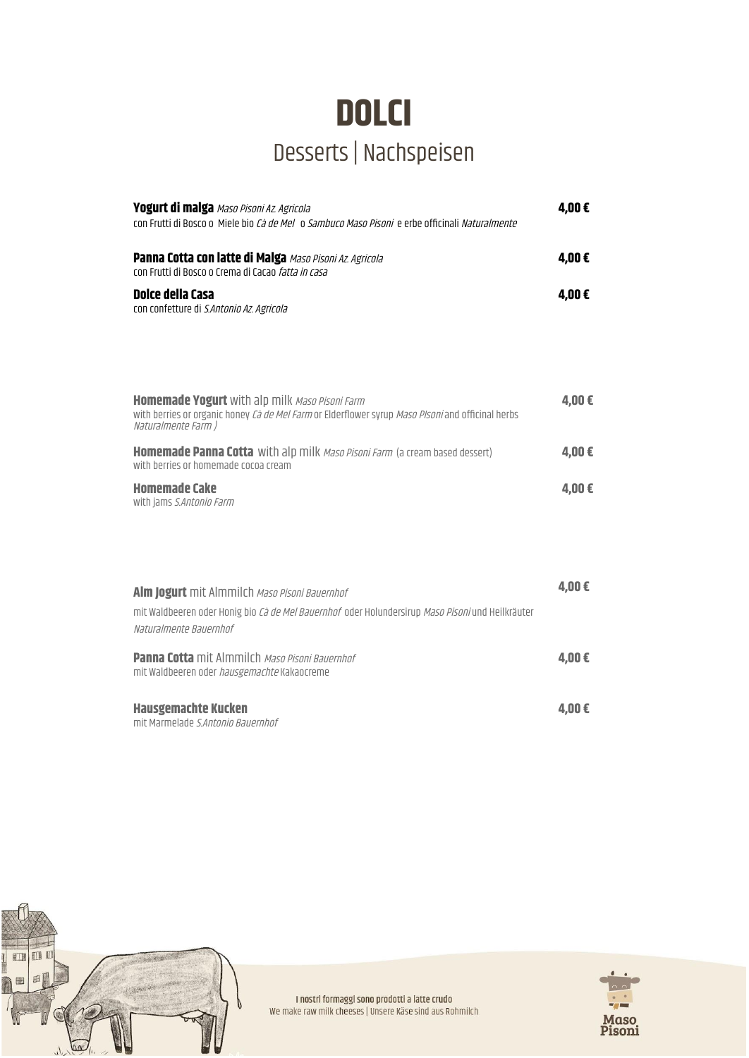# DOLCI

## Desserts | Nachspeisen

**Yogurt di malga** *Maso Pisoni Az. Agricola* — **4,00 €**
con Frutti di Bosco o Miele bio *Cà de Mel* o *Sambuco Maso Pisoni* e erbe officinali *Naturalmente*

**Panna Cotta con latte di Malga** *Maso Pisoni Az. Agricola* — **4,00 €**
con Frutti di Bosco o Crema di Cacao *fatta in casa*

**Dolce della Casa** — **4,00 €**
con confetture di *S.Antonio Az. Agricola*

**Homemade Yogurt** with alp milk *Maso Pisoni Farm* — **4,00 €**
with berries or organic honey *Cà de Mel Farm* or Elderflower syrup *Maso PIsoni* and officinal herbs *Naturalmente Farm )*

**Homemade Panna Cotta** with alp milk *Maso Pisoni Farm* (a cream based dessert) — **4,00 €**
with berries or homemade cocoa cream

**Homemade Cake** — **4,00 €**
with jams *S.Antonio Farm*

**Alm Jogurt** mit Almmilch *Maso Pisoni Bauernhof* — **4,00 €**
mit Waldbeeren oder Honig bio *Cà de Mel Bauernhof* oder Holundersirup *Maso Pisoni* und Heilkräuter *Naturalmente Bauernhof*

**Panna Cotta** mit Almmilch *Maso Pisoni Bauernhof* — **4,00 €**
mit Waldbeeren oder *hausgemachte* Kakaocreme

**Hausgemachte Kucken** — **4,00 €**
mit Marmelade *S.Antonio Bauernhof*

**I nostri formaggi sono prodotti a latte crudo**
We make raw milk cheeses | Unsere Käse sind aus Rohmilch

Maso Pisoni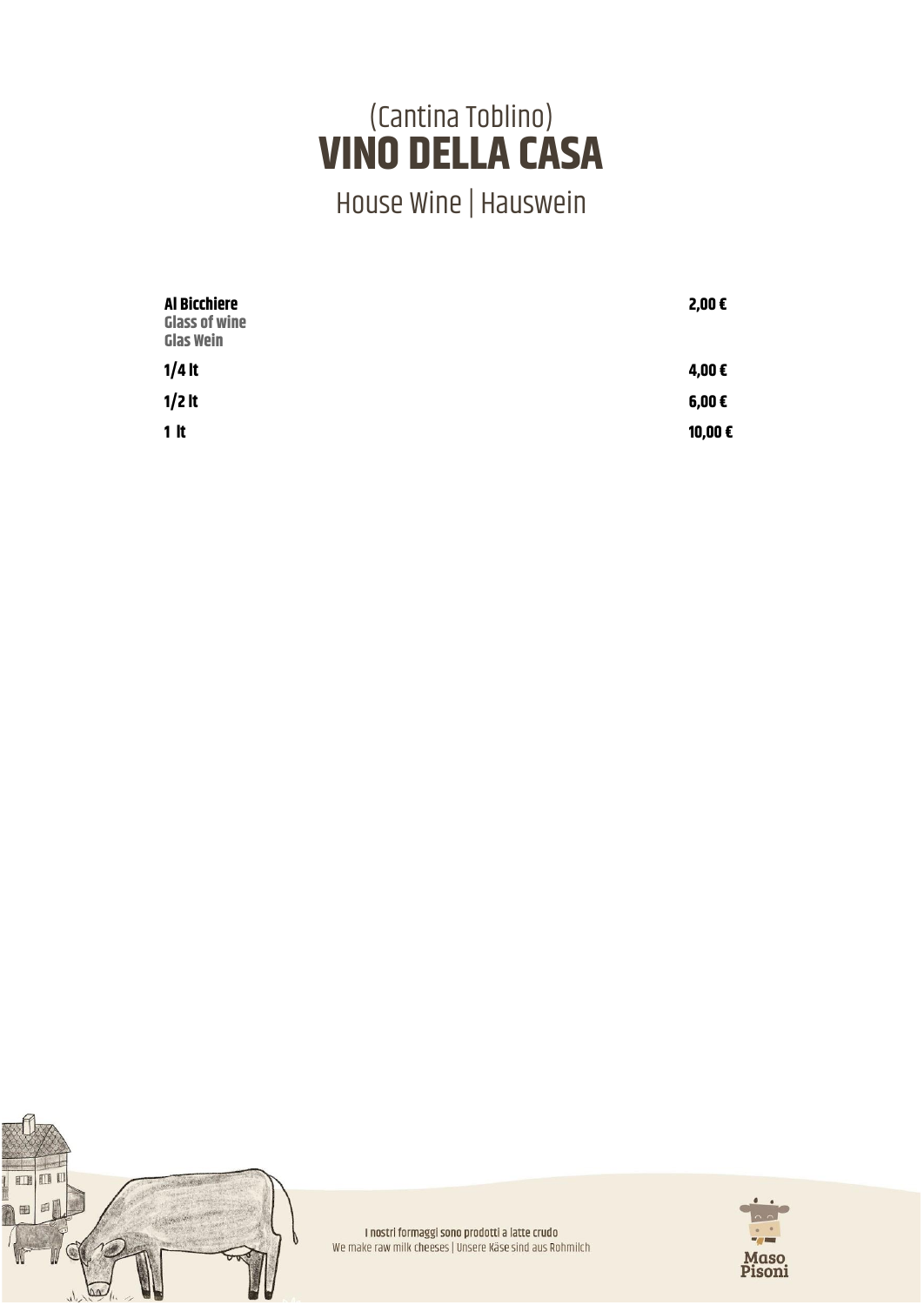(Cantina Toblino)

# VINO DELLA CASA

House Wine | Hauswein

| | |
|---|---|
| **Al Bicchiere**<br>**Glass of wine**<br>**Glas Wein** | **2,00 €** |
| **1/4 lt** | **4,00 €** |
| **1/2 lt** | **6,00 €** |
| **1 lt** | **10,00 €** |

**I nostri formaggi sono prodotti a latte crudo**
We make raw milk cheeses | Unsere Käse sind aus Rohmilch

Maso Pisoni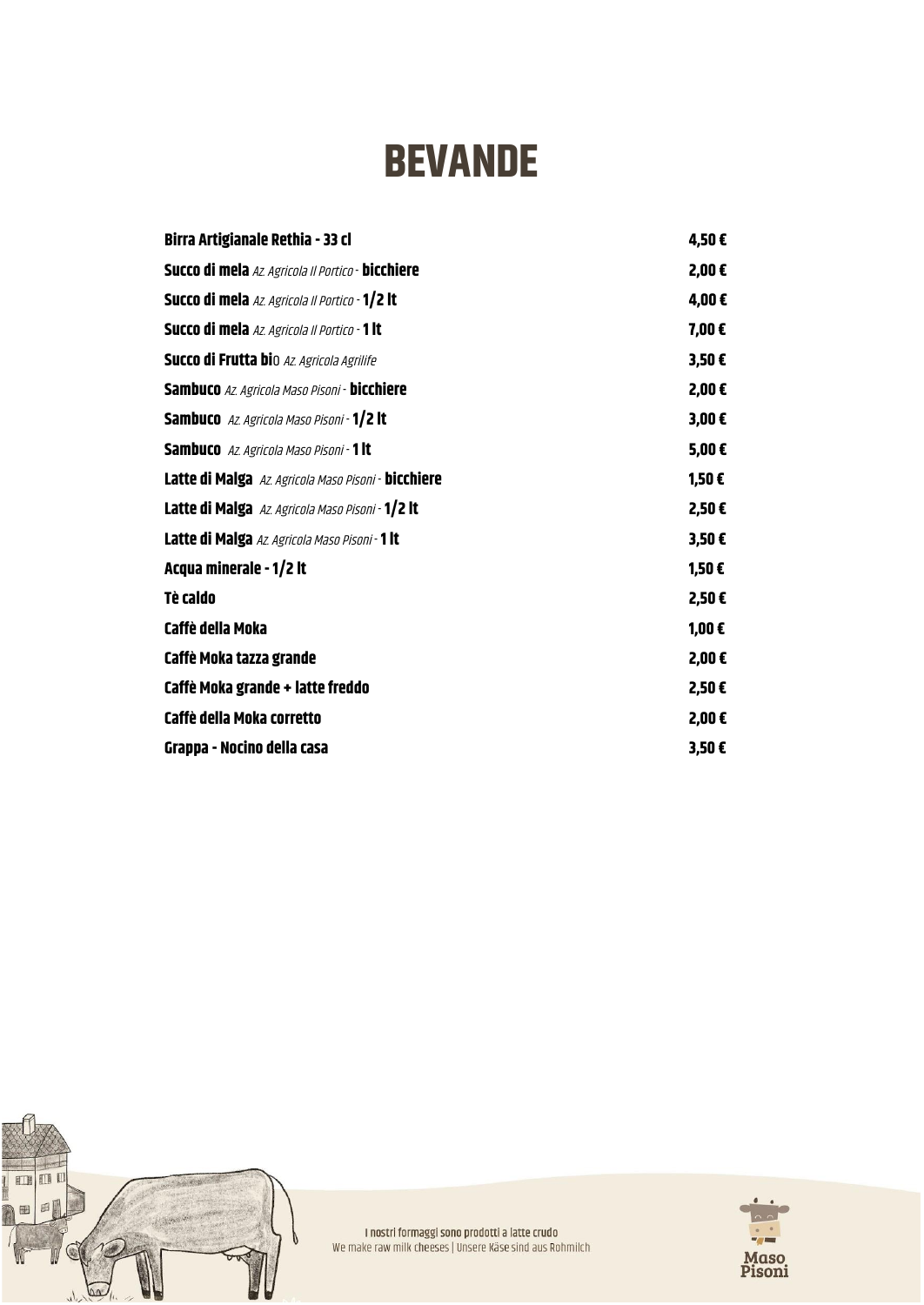# BEVANDE

| | |
|---|---|
| **Birra Artigianale Rethia - 33 cl** | **4,50 €** |
| **Succo di mela** *Az. Agricola Il Portico* - **bicchiere** | **2,00 €** |
| **Succo di mela** *Az. Agricola Il Portico* - **1/2 lt** | **4,00 €** |
| **Succo di mela** *Az. Agricola Il Portico* - **1 lt** | **7,00 €** |
| **Succo di Frutta bio** *Az. Agricola Agrilife* | **3,50 €** |
| **Sambuco** *Az. Agricola Maso Pisoni* - **bicchiere** | **2,00 €** |
| **Sambuco** *Az. Agricola Maso Pisoni* - **1/2 lt** | **3,00 €** |
| **Sambuco** *Az. Agricola Maso Pisoni* - **1 lt** | **5,00 €** |
| **Latte di Malga** *Az. Agricola Maso Pisoni* - **bicchiere** | **1,50 €** |
| **Latte di Malga** *Az. Agricola Maso Pisoni* - **1/2 lt** | **2,50 €** |
| **Latte di Malga** *Az. Agricola Maso Pisoni* - **1 lt** | **3,50 €** |
| **Acqua minerale - 1/2 lt** | **1,50 €** |
| **Tè caldo** | **2,50 €** |
| **Caffè della Moka** | **1,00 €** |
| **Caffè Moka tazza grande** | **2,00 €** |
| **Caffè Moka grande + latte freddo** | **2,50 €** |
| **Caffè della Moka corretto** | **2,00 €** |
| **Grappa - Nocino della casa** | **3,50 €** |

**I nostri formaggi sono prodotti a latte crudo**
We make raw milk cheeses | Unsere Käse sind aus Rohmilch

Maso Pisoni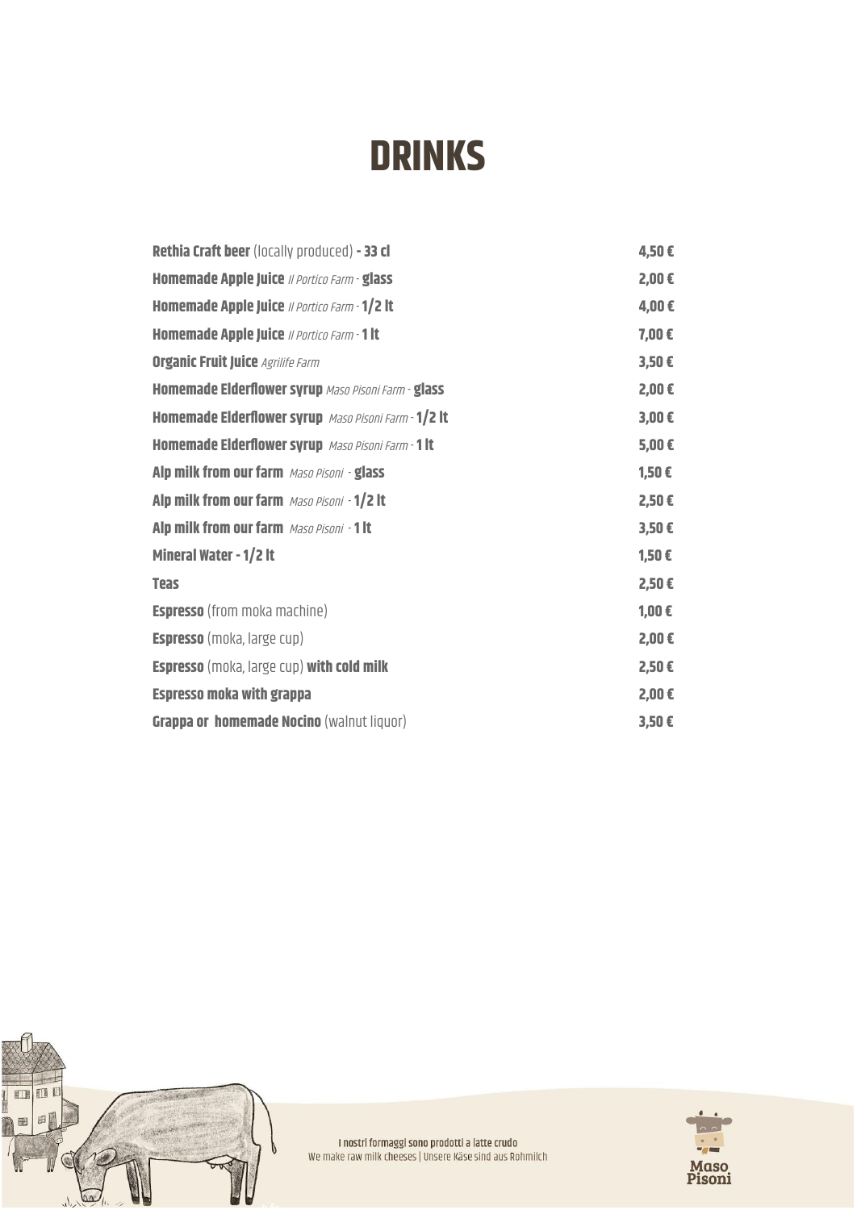# DRINKS

| | |
|---|---|
| **Rethia Craft beer** (locally produced) **- 33 cl** | **4,50 €** |
| **Homemade Apple Juice** *Il Portico Farm* - **glass** | **2,00 €** |
| **Homemade Apple Juice** *Il Portico Farm* - **1/2 lt** | **4,00 €** |
| **Homemade Apple Juice** *Il Portico Farm* - **1 lt** | **7,00 €** |
| **Organic Fruit Juice** *Agrilife Farm* | **3,50 €** |
| **Homemade Elderflower syrup** *Maso Pisoni Farm* - **glass** | **2,00 €** |
| **Homemade Elderflower syrup** *Maso Pisoni Farm* - **1/2 lt** | **3,00 €** |
| **Homemade Elderflower syrup** *Maso Pisoni Farm* - **1 lt** | **5,00 €** |
| **Alp milk from our farm** *Maso Pisoni* - **glass** | **1,50 €** |
| **Alp milk from our farm** *Maso Pisoni* - **1/2 lt** | **2,50 €** |
| **Alp milk from our farm** *Maso Pisoni* - **1 lt** | **3,50 €** |
| **Mineral Water - 1/2 lt** | **1,50 €** |
| **Teas** | **2,50 €** |
| **Espresso** (from moka machine) | **1,00 €** |
| **Espresso** (moka, large cup) | **2,00 €** |
| **Espresso** (moka, large cup) **with cold milk** | **2,50 €** |
| **Espresso moka with grappa** | **2,00 €** |
| **Grappa or homemade Nocino** (walnut liquor) | **3,50 €** |

**I nostri formaggi sono prodotti a latte crudo**
We make raw milk cheeses | Unsere Käse sind aus Rohmilch

Maso Pisoni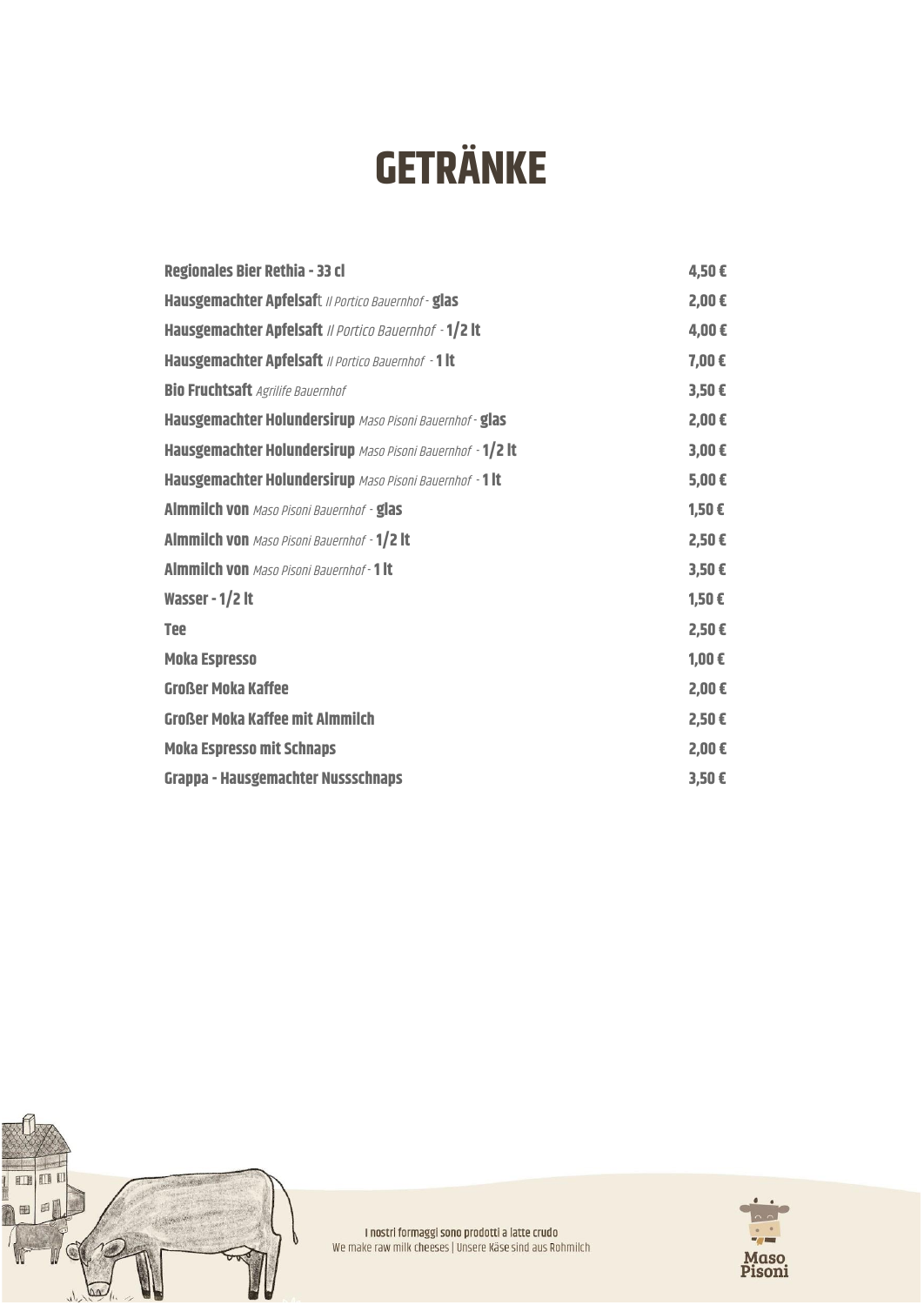# GETRÄNKE

| | |
|---|---|
| **Regionales Bier Rethia - 33 cl** | **4,50 €** |
| **Hausgemachter Apfelsaft** *Il Portico Bauernhof* - **glas** | **2,00 €** |
| **Hausgemachter Apfelsaft** *Il Portico Bauernhof* - **1/2 lt** | **4,00 €** |
| **Hausgemachter Apfelsaft** *Il Portico Bauernhof* - **1 lt** | **7,00 €** |
| **Bio Fruchtsaft** *Agrilife Bauernhof* | **3,50 €** |
| **Hausgemachter Holundersirup** *Maso Pisoni Bauernhof* - **glas** | **2,00 €** |
| **Hausgemachter Holundersirup** *Maso Pisoni Bauernhof* - **1/2 lt** | **3,00 €** |
| **Hausgemachter Holundersirup** *Maso Pisoni Bauernhof* - **1 lt** | **5,00 €** |
| **Almmilch von** *Maso Pisoni Bauernhof* - **glas** | **1,50 €** |
| **Almmilch von** *Maso Pisoni Bauernhof* - **1/2 lt** | **2,50 €** |
| **Almmilch von** *Maso Pisoni Bauernhof* - **1 lt** | **3,50 €** |
| **Wasser - 1/2 lt** | **1,50 €** |
| **Tee** | **2,50 €** |
| **Moka Espresso** | **1,00 €** |
| **Großer Moka Kaffee** | **2,00 €** |
| **Großer Moka Kaffee mit Almmilch** | **2,50 €** |
| **Moka Espresso mit Schnaps** | **2,00 €** |
| **Grappa - Hausgemachter Nussschnaps** | **3,50 €** |

I nostri formaggi sono prodotti a latte crudo
We make raw milk cheeses | Unsere Käse sind aus Rohmilch

Maso Pisoni